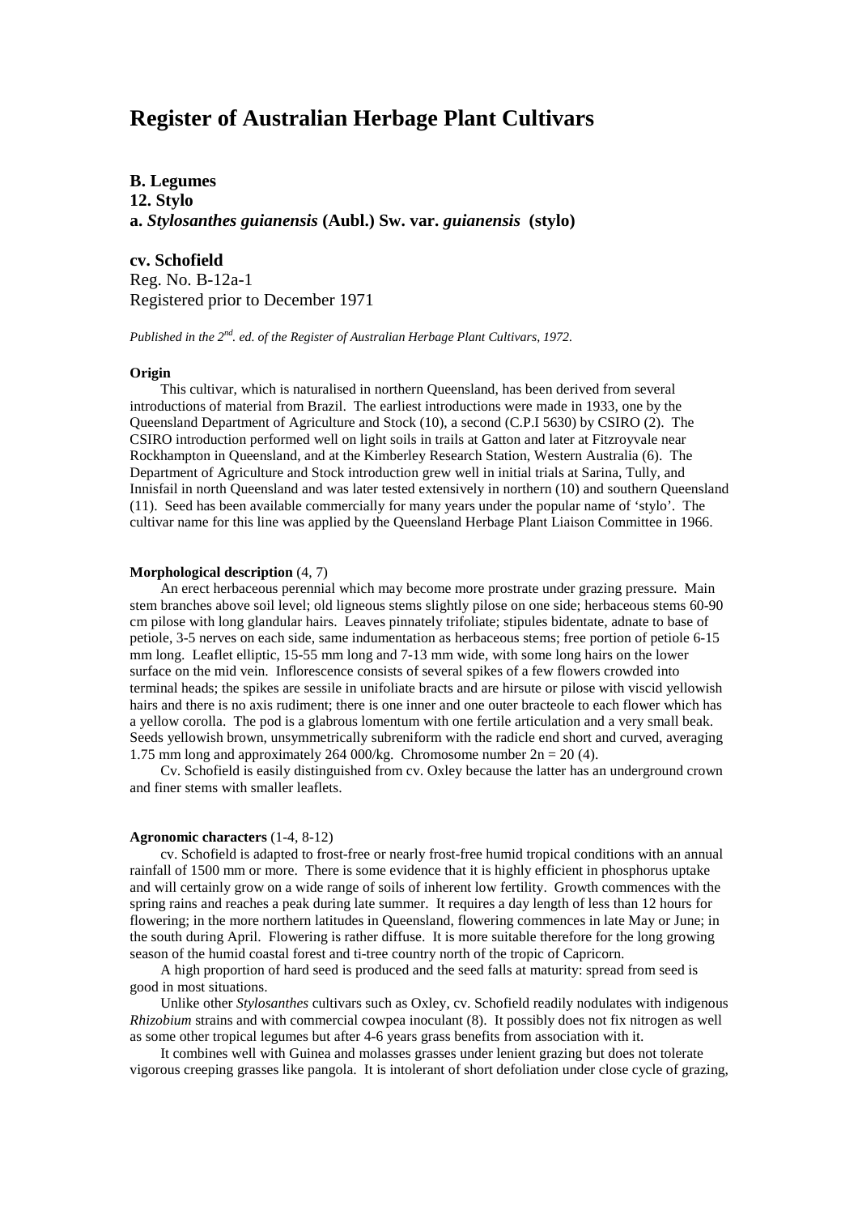# Register of Australian Herbage Plant Cultivars

**B. Legumes**
**12. Stylo**
**a. *Stylosanthes guianensis* (Aubl.) Sw. var. *guianensis* (stylo)**

**cv. Schofield**
Reg. No. B-12a-1
Registered prior to December 1971

*Published in the 2nd. ed. of the Register of Australian Herbage Plant Cultivars, 1972.*

**Origin**

This cultivar, which is naturalised in northern Queensland, has been derived from several introductions of material from Brazil. The earliest introductions were made in 1933, one by the Queensland Department of Agriculture and Stock (10), a second (C.P.I 5630) by CSIRO (2). The CSIRO introduction performed well on light soils in trails at Gatton and later at Fitzroyvale near Rockhampton in Queensland, and at the Kimberley Research Station, Western Australia (6). The Department of Agriculture and Stock introduction grew well in initial trials at Sarina, Tully, and Innisfail in north Queensland and was later tested extensively in northern (10) and southern Queensland (11). Seed has been available commercially for many years under the popular name of 'stylo'. The cultivar name for this line was applied by the Queensland Herbage Plant Liaison Committee in 1966.

**Morphological description** (4, 7)

An erect herbaceous perennial which may become more prostrate under grazing pressure. Main stem branches above soil level; old ligneous stems slightly pilose on one side; herbaceous stems 60-90 cm pilose with long glandular hairs. Leaves pinnately trifoliate; stipules bidentate, adnate to base of petiole, 3-5 nerves on each side, same indumentation as herbaceous stems; free portion of petiole 6-15 mm long. Leaflet elliptic, 15-55 mm long and 7-13 mm wide, with some long hairs on the lower surface on the mid vein. Inflorescence consists of several spikes of a few flowers crowded into terminal heads; the spikes are sessile in unifoliate bracts and are hirsute or pilose with viscid yellowish hairs and there is no axis rudiment; there is one inner and one outer bracteole to each flower which has a yellow corolla. The pod is a glabrous lomentum with one fertile articulation and a very small beak. Seeds yellowish brown, unsymmetrically subreniform with the radicle end short and curved, averaging 1.75 mm long and approximately 264 000/kg. Chromosome number $2n = 20$ (4).

Cv. Schofield is easily distinguished from cv. Oxley because the latter has an underground crown and finer stems with smaller leaflets.

**Agronomic characters** (1-4, 8-12)

cv. Schofield is adapted to frost-free or nearly frost-free humid tropical conditions with an annual rainfall of 1500 mm or more. There is some evidence that it is highly efficient in phosphorus uptake and will certainly grow on a wide range of soils of inherent low fertility. Growth commences with the spring rains and reaches a peak during late summer. It requires a day length of less than 12 hours for flowering; in the more northern latitudes in Queensland, flowering commences in late May or June; in the south during April. Flowering is rather diffuse. It is more suitable therefore for the long growing season of the humid coastal forest and ti-tree country north of the tropic of Capricorn.

A high proportion of hard seed is produced and the seed falls at maturity: spread from seed is good in most situations.

Unlike other *Stylosanthes* cultivars such as Oxley, cv. Schofield readily nodulates with indigenous *Rhizobium* strains and with commercial cowpea inoculant (8). It possibly does not fix nitrogen as well as some other tropical legumes but after 4-6 years grass benefits from association with it.

It combines well with Guinea and molasses grasses under lenient grazing but does not tolerate vigorous creeping grasses like pangola. It is intolerant of short defoliation under close cycle of grazing,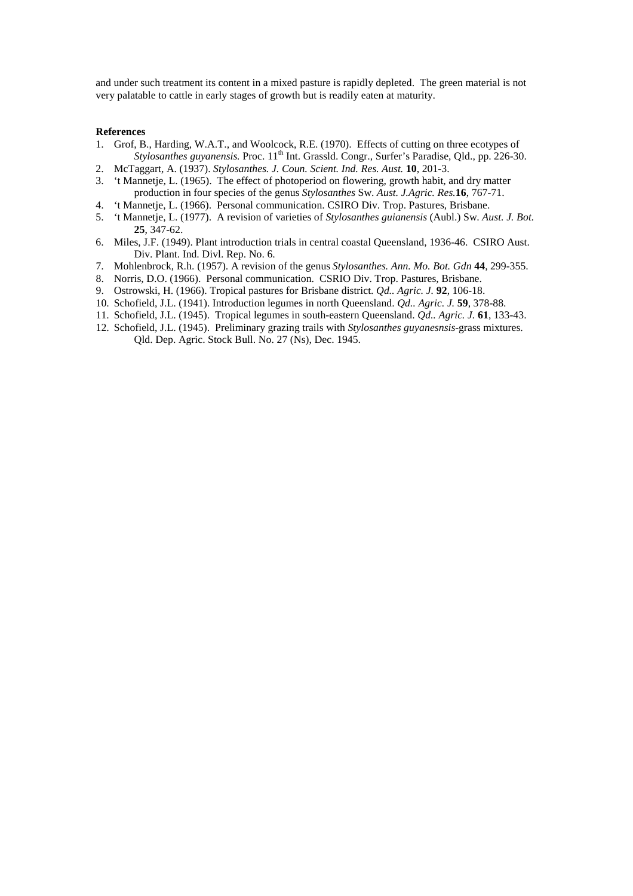and under such treatment its content in a mixed pasture is rapidly depleted. The green material is not very palatable to cattle in early stages of growth but is readily eaten at maturity.

**References**

1. Grof, B., Harding, W.A.T., and Woolcock, R.E. (1970). Effects of cutting on three ecotypes of *Stylosanthes guyanensis.* Proc. 11th Int. Grassld. Congr., Surfer's Paradise, Qld., pp. 226-30.
2. McTaggart, A. (1937). *Stylosanthes. J. Coun. Scient. Ind. Res. Aust.* **10**, 201-3.
3. 't Mannetje, L. (1965). The effect of photoperiod on flowering, growth habit, and dry matter production in four species of the genus *Stylosanthes* Sw. *Aust. J.Agric. Res.***16**, 767-71.
4. 't Mannetje, L. (1966). Personal communication. CSIRO Div. Trop. Pastures, Brisbane.
5. 't Mannetje, L. (1977). A revision of varieties of *Stylosanthes guianensis* (Aubl.) Sw. *Aust. J. Bot.* **25**, 347-62.
6. Miles, J.F. (1949). Plant introduction trials in central coastal Queensland, 1936-46. CSIRO Aust. Div. Plant. Ind. Divl. Rep. No. 6.
7. Mohlenbrock, R.h. (1957). A revision of the genus *Stylosanthes. Ann. Mo. Bot. Gdn* **44**, 299-355.
8. Norris, D.O. (1966). Personal communication. CSRIO Div. Trop. Pastures, Brisbane.
9. Ostrowski, H. (1966). Tropical pastures for Brisbane district. *Qd.. Agric. J.* **92**, 106-18.
10. Schofield, J.L. (1941). Introduction legumes in north Queensland. *Qd.. Agric. J.* **59**, 378-88.
11. Schofield, J.L. (1945). Tropical legumes in south-eastern Queensland. *Qd.. Agric. J.* **61**, 133-43.
12. Schofield, J.L. (1945). Preliminary grazing trails with *Stylosanthes guyanesnsis*-grass mixtures. Qld. Dep. Agric. Stock Bull. No. 27 (Ns), Dec. 1945.